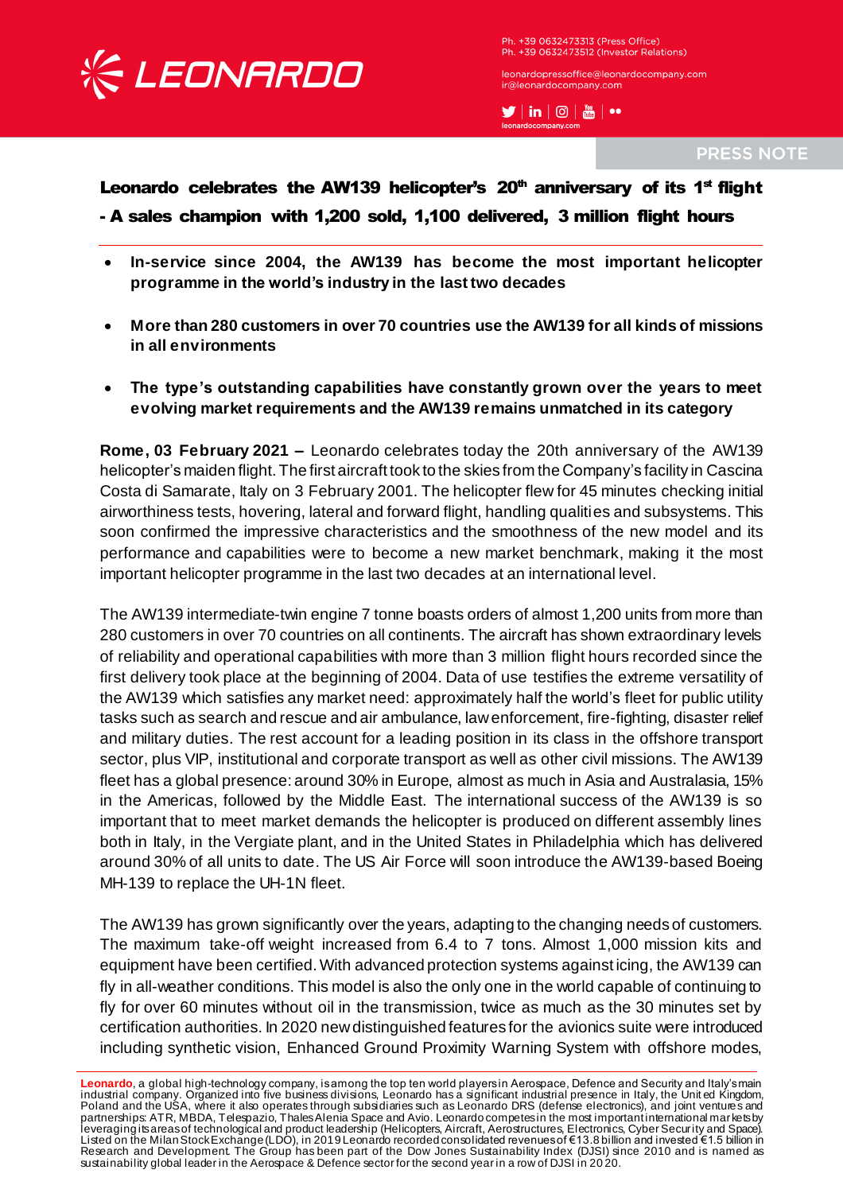Ph. +39 0632473313 (Press Office)
Ph. +39 0632473512 (Investor Relations)

leonardopressoffice@leonardocompany.com
ir@leonardocompany.com

leonardocompany.com

PRESS NOTE

# Leonardo celebrates the AW139 helicopter's 20th anniversary of its 1st flight - A sales champion with 1,200 sold, 1,100 delivered, 3 million flight hours

- **In-service since 2004, the AW139 has become the most important helicopter programme in the world's industry in the last two decades**
- **More than 280 customers in over 70 countries use the AW139 for all kinds of missions in all environments**
- **The type's outstanding capabilities have constantly grown over the years to meet evolving market requirements and the AW139 remains unmatched in its category**

**Rome, 03 February 2021 –** Leonardo celebrates today the 20th anniversary of the AW139 helicopter's maiden flight. The first aircraft took to the skies from the Company's facility in Cascina Costa di Samarate, Italy on 3 February 2001. The helicopter flew for 45 minutes checking initial airworthiness tests, hovering, lateral and forward flight, handling qualities and subsystems. This soon confirmed the impressive characteristics and the smoothness of the new model and its performance and capabilities were to become a new market benchmark, making it the most important helicopter programme in the last two decades at an international level.

The AW139 intermediate-twin engine 7 tonne boasts orders of almost 1,200 units from more than 280 customers in over 70 countries on all continents. The aircraft has shown extraordinary levels of reliability and operational capabilities with more than 3 million flight hours recorded since the first delivery took place at the beginning of 2004. Data of use testifies the extreme versatility of the AW139 which satisfies any market need: approximately half the world's fleet for public utility tasks such as search and rescue and air ambulance, law enforcement, fire-fighting, disaster relief and military duties. The rest account for a leading position in its class in the offshore transport sector, plus VIP, institutional and corporate transport as well as other civil missions. The AW139 fleet has a global presence: around 30% in Europe, almost as much in Asia and Australasia, 15% in the Americas, followed by the Middle East. The international success of the AW139 is so important that to meet market demands the helicopter is produced on different assembly lines both in Italy, in the Vergiate plant, and in the United States in Philadelphia which has delivered around 30% of all units to date. The US Air Force will soon introduce the AW139-based Boeing MH-139 to replace the UH-1N fleet.

The AW139 has grown significantly over the years, adapting to the changing needs of customers. The maximum take-off weight increased from 6.4 to 7 tons. Almost 1,000 mission kits and equipment have been certified. With advanced protection systems against icing, the AW139 can fly in all-weather conditions. This model is also the only one in the world capable of continuing to fly for over 60 minutes without oil in the transmission, twice as much as the 30 minutes set by certification authorities. In 2020 new distinguished features for the avionics suite were introduced including synthetic vision, Enhanced Ground Proximity Warning System with offshore modes,

**Leonardo**, a global high-technology company, is among the top ten world players in Aerospace, Defence and Security and Italy's main industrial company. Organized into five business divisions, Leonardo has a significant industrial presence in Italy, the United Kingdom, Poland and the USA, where it also operates through subsidiaries such as Leonardo DRS (defense electronics), and joint ventures and partnerships: ATR, MBDA, Telespazio, Thales Alenia Space and Avio. Leonardo competes in the most important international markets by leveraging its areas of technological and product leadership (Helicopters, Aircraft, Aerostructures, Electronics, Cyber Security and Space). Listed on the Milan Stock Exchange (LDO), in 2019 Leonardo recorded consolidated revenues of €13.8 billion and invested €1.5 billion in Research and Development. The Group has been part of the Dow Jones Sustainability Index (DJSI) since 2010 and is named as sustainability global leader in the Aerospace & Defence sector for the second year in a row of DJSI in 2020.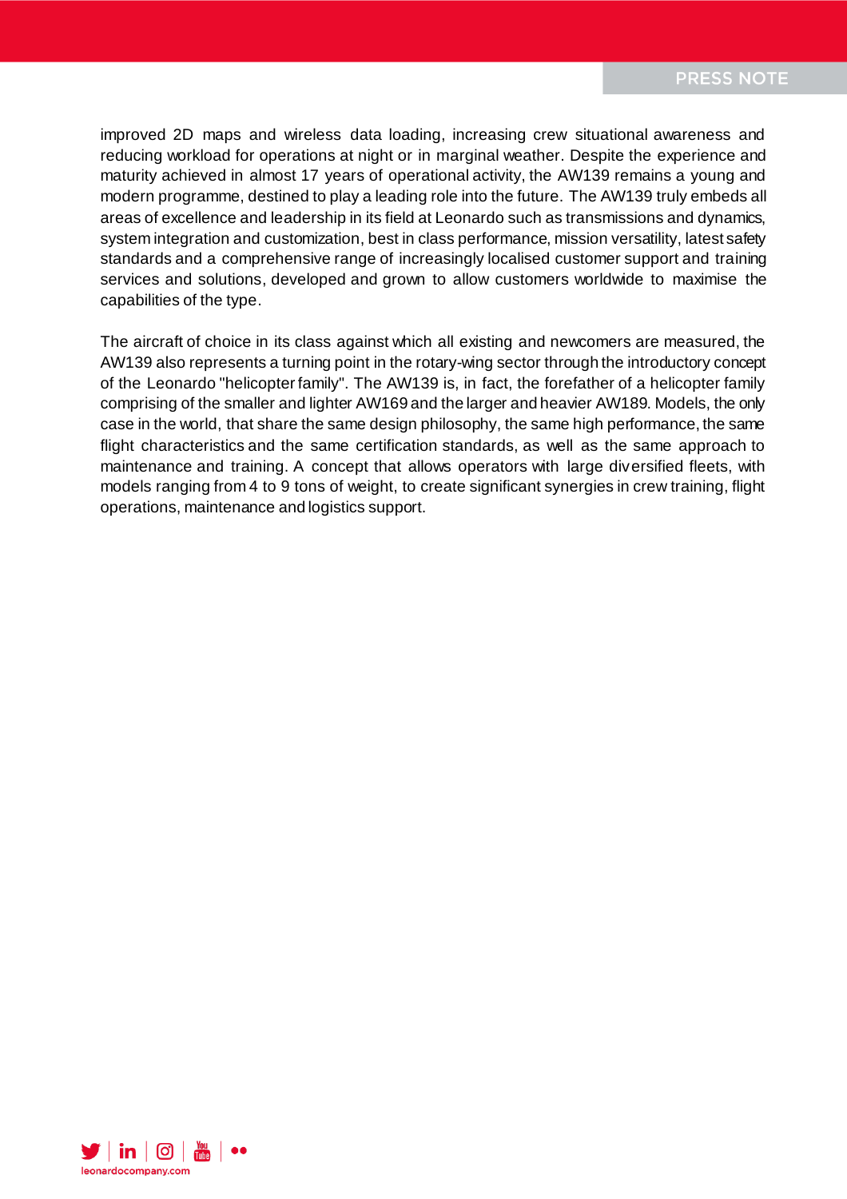improved 2D maps and wireless data loading, increasing crew situational awareness and reducing workload for operations at night or in marginal weather. Despite the experience and maturity achieved in almost 17 years of operational activity, the AW139 remains a young and modern programme, destined to play a leading role into the future. The AW139 truly embeds all areas of excellence and leadership in its field at Leonardo such as transmissions and dynamics, system integration and customization, best in class performance, mission versatility, latest safety standards and a comprehensive range of increasingly localised customer support and training services and solutions, developed and grown to allow customers worldwide to maximise the capabilities of the type.

The aircraft of choice in its class against which all existing and newcomers are measured, the AW139 also represents a turning point in the rotary-wing sector through the introductory concept of the Leonardo "helicopter family". The AW139 is, in fact, the forefather of a helicopter family comprising of the smaller and lighter AW169 and the larger and heavier AW189. Models, the only case in the world, that share the same design philosophy, the same high performance, the same flight characteristics and the same certification standards, as well as the same approach to maintenance and training. A concept that allows operators with large diversified fleets, with models ranging from 4 to 9 tons of weight, to create significant synergies in crew training, flight operations, maintenance and logistics support.